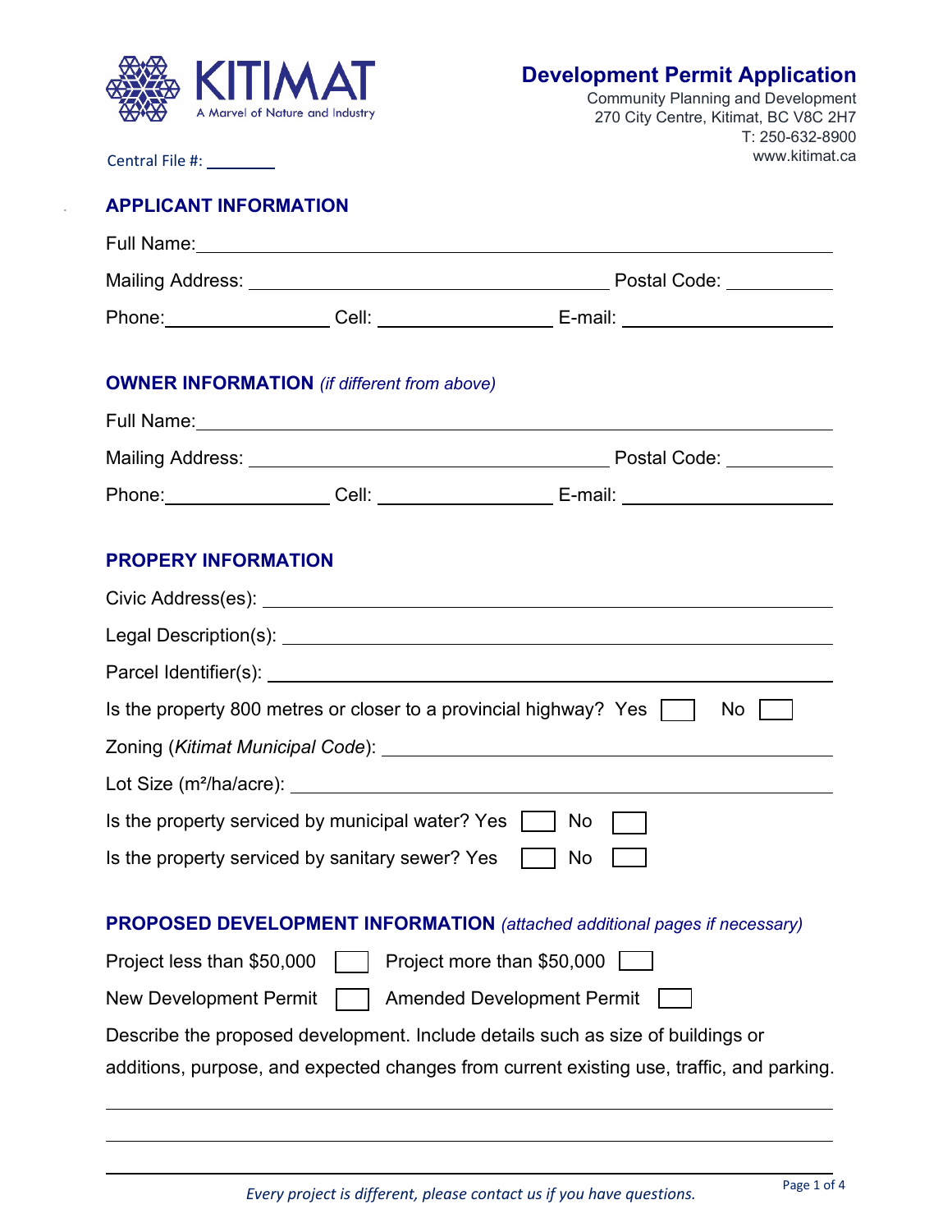KITIMAT

A Marvel of Nature and Industry

# Development Permit Application

Community Planning and Development
270 City Centre, Kitimat, BC V8C 2H7
T: 250-632-8900
www.kitimat.ca

Central File #: ________

## APPLICANT INFORMATION

Full Name: ______________________________________________

Mailing Address: ______________________________ Postal Code: __________

Phone: ______________ Cell: ______________ E-mail: ________________

## OWNER INFORMATION *(if different from above)*

Full Name: ______________________________________________

Mailing Address: ______________________________ Postal Code: __________

Phone: ______________ Cell: ______________ E-mail: ________________

## PROPERY INFORMATION

Civic Address(es): ______________________________________________

Legal Description(s): ______________________________________________

Parcel Identifier(s): ______________________________________________

Is the property 800 metres or closer to a provincial highway? Yes ☐ No ☐

Zoning (*Kitimat Municipal Code*): ______________________________________________

Lot Size (m²/ha/acre): ______________________________________________

Is the property serviced by municipal water? Yes ☐ No ☐

Is the property serviced by sanitary sewer? Yes ☐ No ☐

## PROPOSED DEVELOPMENT INFORMATION *(attached additional pages if necessary)*

Project less than $50,000 ☐ Project more than $50,000 ☐

New Development Permit ☐ Amended Development Permit ☐

Describe the proposed development. Include details such as size of buildings or additions, purpose, and expected changes from current existing use, traffic, and parking.

______________________________________________

______________________________________________

______________________________________________

*Every project is different, please contact us if you have questions.*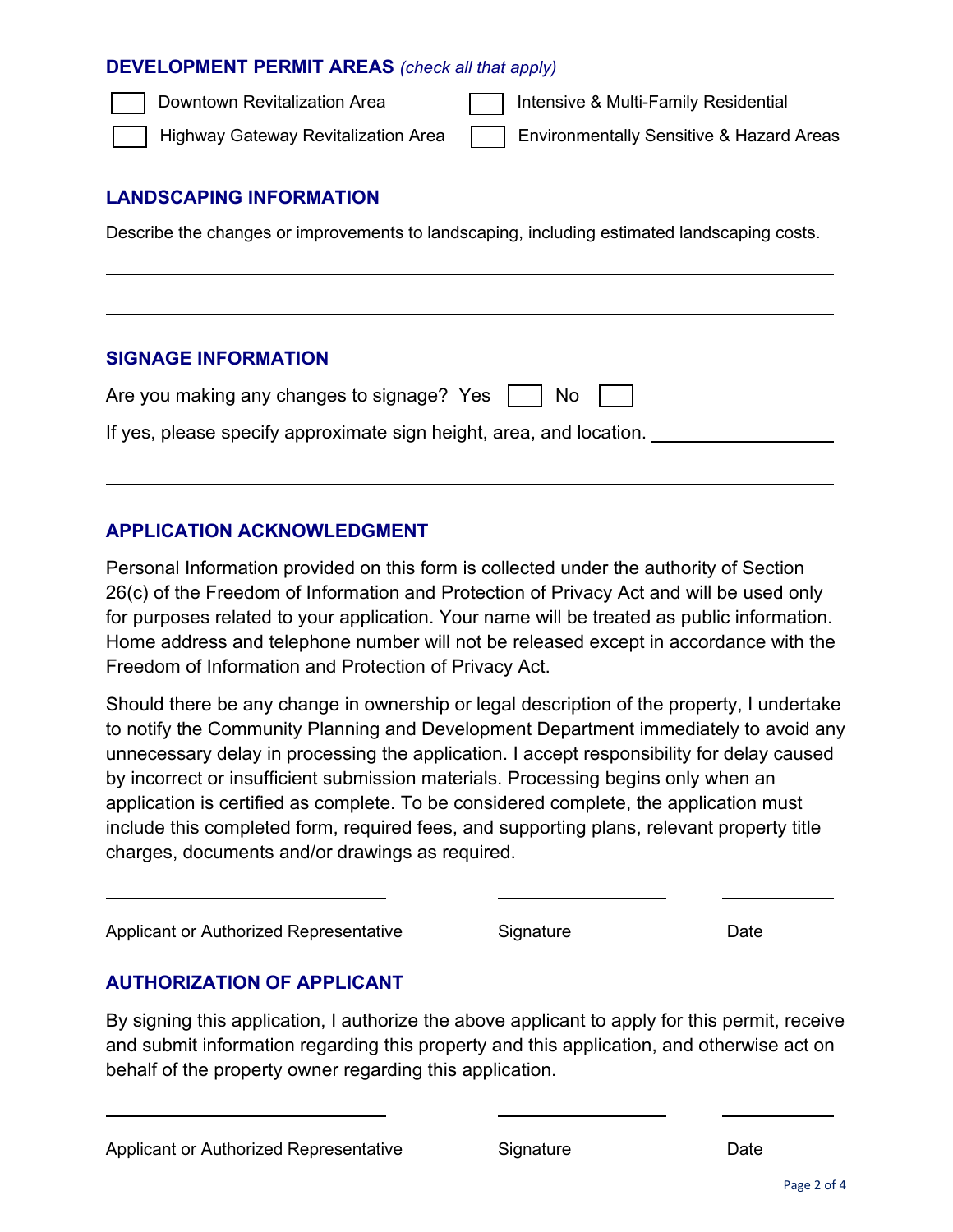## DEVELOPMENT PERMIT AREAS *(check all that apply)*

- [ ] Downtown Revitalization Area
- [ ] Intensive & Multi-Family Residential
- [ ] Highway Gateway Revitalization Area
- [ ] Environmentally Sensitive & Hazard Areas

## LANDSCAPING INFORMATION

Describe the changes or improvements to landscaping, including estimated landscaping costs.

______________________________________________________________________

______________________________________________________________________

## SIGNAGE INFORMATION

Are you making any changes to signage? Yes [ ] No [ ]

If yes, please specify approximate sign height, area, and location. ____________________

______________________________________________________________________

## APPLICATION ACKNOWLEDGMENT

Personal Information provided on this form is collected under the authority of Section 26(c) of the Freedom of Information and Protection of Privacy Act and will be used only for purposes related to your application. Your name will be treated as public information. Home address and telephone number will not be released except in accordance with the Freedom of Information and Protection of Privacy Act.

Should there be any change in ownership or legal description of the property, I undertake to notify the Community Planning and Development Department immediately to avoid any unnecessary delay in processing the application. I accept responsibility for delay caused by incorrect or insufficient submission materials. Processing begins only when an application is certified as complete. To be considered complete, the application must include this completed form, required fees, and supporting plans, relevant property title charges, documents and/or drawings as required.

| ______________________________ | ____________________ | ____________ |
|---|---|---|
| Applicant or Authorized Representative | Signature | Date |

## AUTHORIZATION OF APPLICANT

By signing this application, I authorize the above applicant to apply for this permit, receive and submit information regarding this property and this application, and otherwise act on behalf of the property owner regarding this application.

| ______________________________ | ____________________ | ____________ |
|---|---|---|
| Applicant or Authorized Representative | Signature | Date |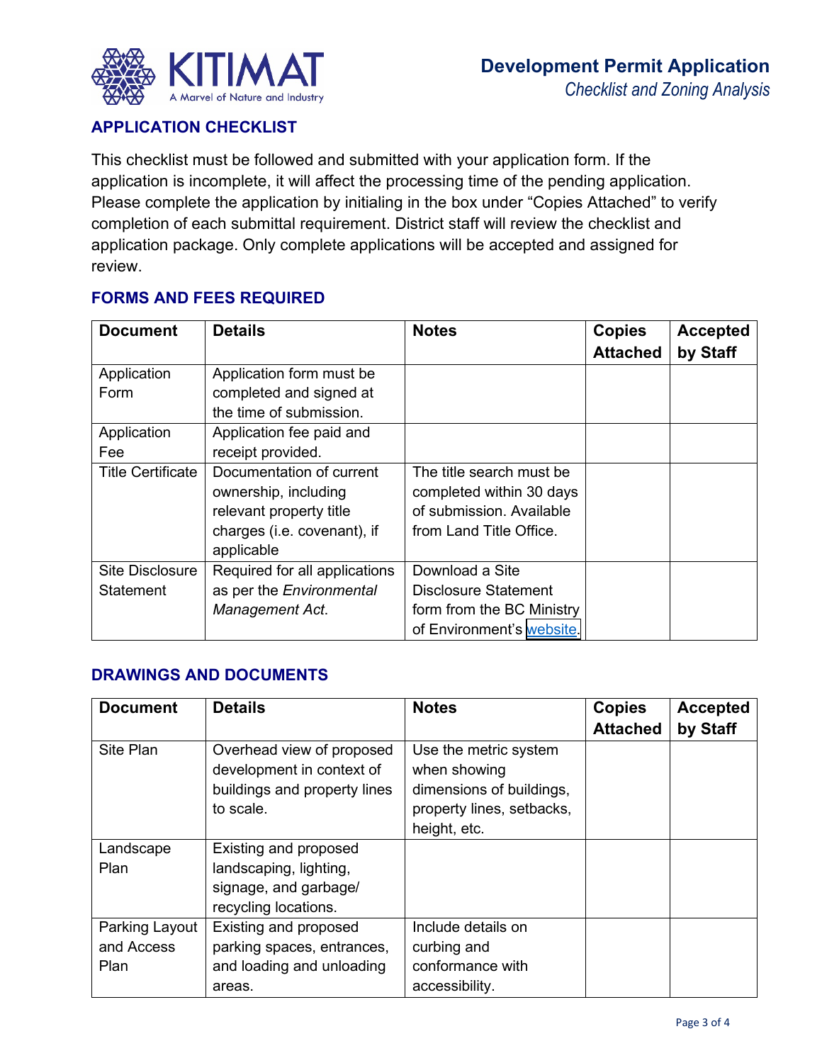# Development Permit Application

*Checklist and Zoning Analysis*

## APPLICATION CHECKLIST

This checklist must be followed and submitted with your application form. If the application is incomplete, it will affect the processing time of the pending application. Please complete the application by initialing in the box under "Copies Attached" to verify completion of each submittal requirement. District staff will review the checklist and application package. Only complete applications will be accepted and assigned for review.

## FORMS AND FEES REQUIRED

| Document | Details | Notes | Copies Attached | Accepted by Staff |
|---|---|---|---|---|
| Application Form | Application form must be completed and signed at the time of submission. | | | |
| Application Fee | Application fee paid and receipt provided. | | | |
| Title Certificate | Documentation of current ownership, including relevant property title charges (i.e. covenant), if applicable | The title search must be completed within 30 days of submission. Available from Land Title Office. | | |
| Site Disclosure Statement | Required for all applications as per the *Environmental Management Act*. | Download a Site Disclosure Statement form from the BC Ministry of Environment's website. | | |

## DRAWINGS AND DOCUMENTS

| Document | Details | Notes | Copies Attached | Accepted by Staff |
|---|---|---|---|---|
| Site Plan | Overhead view of proposed development in context of buildings and property lines to scale. | Use the metric system when showing dimensions of buildings, property lines, setbacks, height, etc. | | |
| Landscape Plan | Existing and proposed landscaping, lighting, signage, and garbage/ recycling locations. | | | |
| Parking Layout and Access Plan | Existing and proposed parking spaces, entrances, and loading and unloading areas. | Include details on curbing and conformance with accessibility. | | |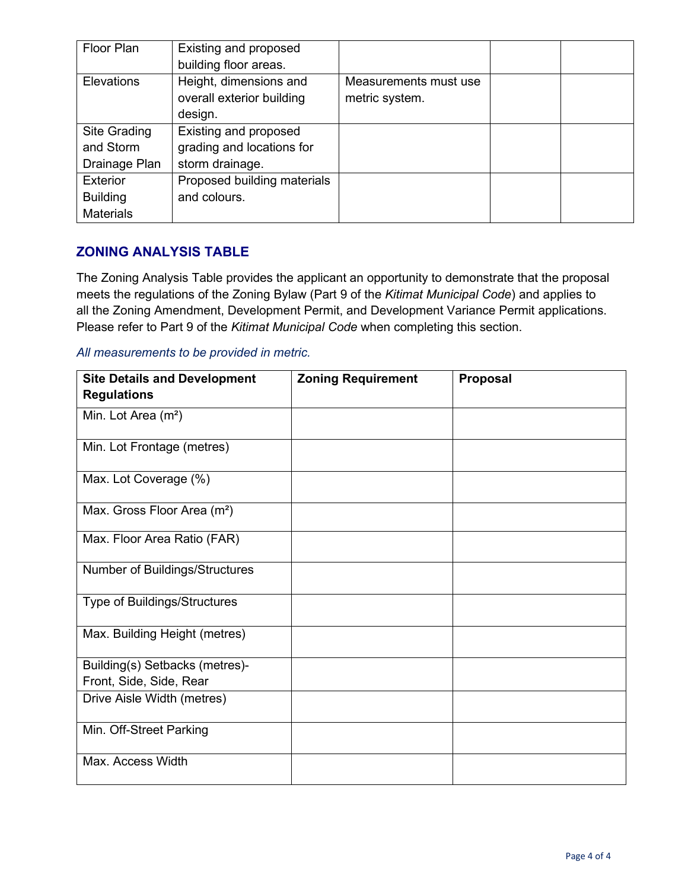| | | | | |
|---|---|---|---|---|
| Floor Plan | Existing and proposed building floor areas. | | | |
| Elevations | Height, dimensions and overall exterior building design. | Measurements must use metric system. | | |
| Site Grading and Storm Drainage Plan | Existing and proposed grading and locations for storm drainage. | | | |
| Exterior Building Materials | Proposed building materials and colours. | | | |

## ZONING ANALYSIS TABLE

The Zoning Analysis Table provides the applicant an opportunity to demonstrate that the proposal meets the regulations of the Zoning Bylaw (Part 9 of the *Kitimat Municipal Code*) and applies to all the Zoning Amendment, Development Permit, and Development Variance Permit applications. Please refer to Part 9 of the *Kitimat Municipal Code* when completing this section.

*All measurements to be provided in metric.*

| Site Details and Development Regulations | Zoning Requirement | Proposal |
|---|---|---|
| Min. Lot Area ($m^2$) | | |
| Min. Lot Frontage (metres) | | |
| Max. Lot Coverage (%) | | |
| Max. Gross Floor Area ($m^2$) | | |
| Max. Floor Area Ratio (FAR) | | |
| Number of Buildings/Structures | | |
| Type of Buildings/Structures | | |
| Max. Building Height (metres) | | |
| Building(s) Setbacks (metres)- Front, Side, Side, Rear | | |
| Drive Aisle Width (metres) | | |
| Min. Off-Street Parking | | |
| Max. Access Width | | |